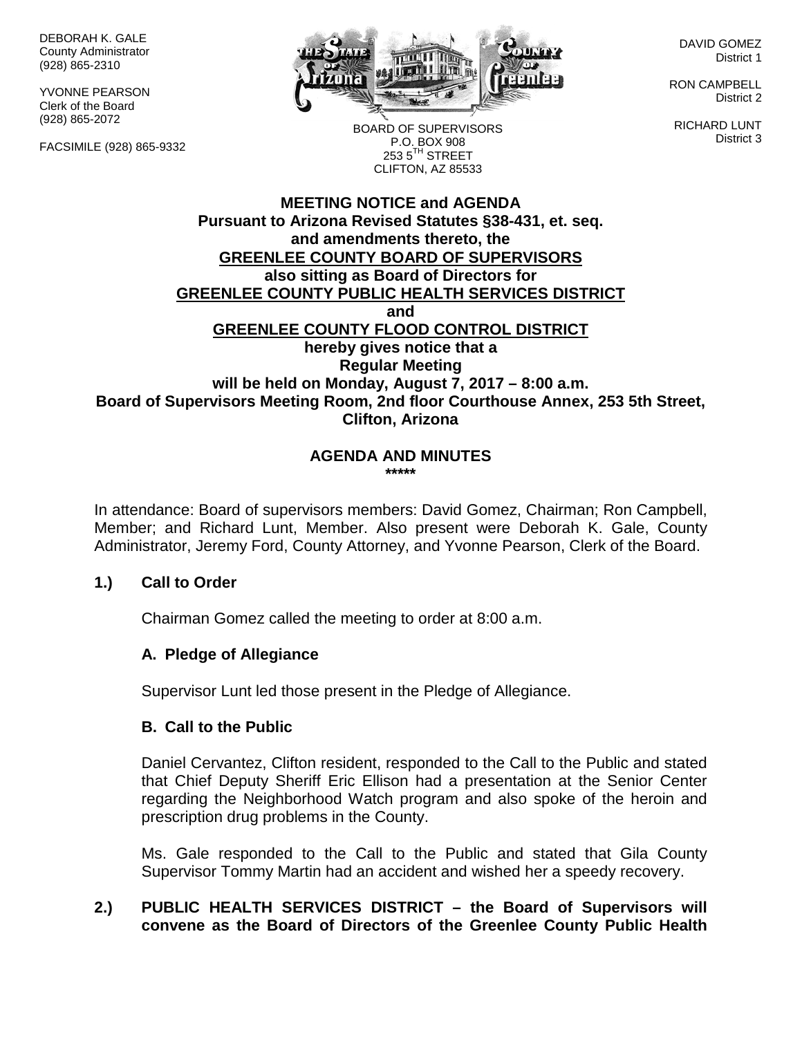DEBORAH K. GALE
County Administrator
(928) 865-2310

YVONNE PEARSON
Clerk of the Board
(928) 865-2072

FACSIMILE (928) 865-9332

BOARD OF SUPERVISORS
P.O. BOX 908
253 5TH STREET
CLIFTON, AZ 85533

DAVID GOMEZ
District 1

RON CAMPBELL
District 2

RICHARD LUNT
District 3

**MEETING NOTICE and AGENDA**
**Pursuant to Arizona Revised Statutes §38-431, et. seq.**
**and amendments thereto, the**
**GREENLEE COUNTY BOARD OF SUPERVISORS**
**also sitting as Board of Directors for**
**GREENLEE COUNTY PUBLIC HEALTH SERVICES DISTRICT**
**and**
**GREENLEE COUNTY FLOOD CONTROL DISTRICT**
**hereby gives notice that a**
**Regular Meeting**
**will be held on Monday, August 7, 2017 – 8:00 a.m.**
**Board of Supervisors Meeting Room, 2nd floor Courthouse Annex, 253 5th Street, Clifton, Arizona**

**AGENDA AND MINUTES**
**\*\*\*\*\***

In attendance: Board of supervisors members: David Gomez, Chairman; Ron Campbell, Member; and Richard Lunt, Member. Also present were Deborah K. Gale, County Administrator, Jeremy Ford, County Attorney, and Yvonne Pearson, Clerk of the Board.

**1.) Call to Order**

Chairman Gomez called the meeting to order at 8:00 a.m.

**A. Pledge of Allegiance**

Supervisor Lunt led those present in the Pledge of Allegiance.

**B. Call to the Public**

Daniel Cervantez, Clifton resident, responded to the Call to the Public and stated that Chief Deputy Sheriff Eric Ellison had a presentation at the Senior Center regarding the Neighborhood Watch program and also spoke of the heroin and prescription drug problems in the County.

Ms. Gale responded to the Call to the Public and stated that Gila County Supervisor Tommy Martin had an accident and wished her a speedy recovery.

**2.) PUBLIC HEALTH SERVICES DISTRICT – the Board of Supervisors will convene as the Board of Directors of the Greenlee County Public Health**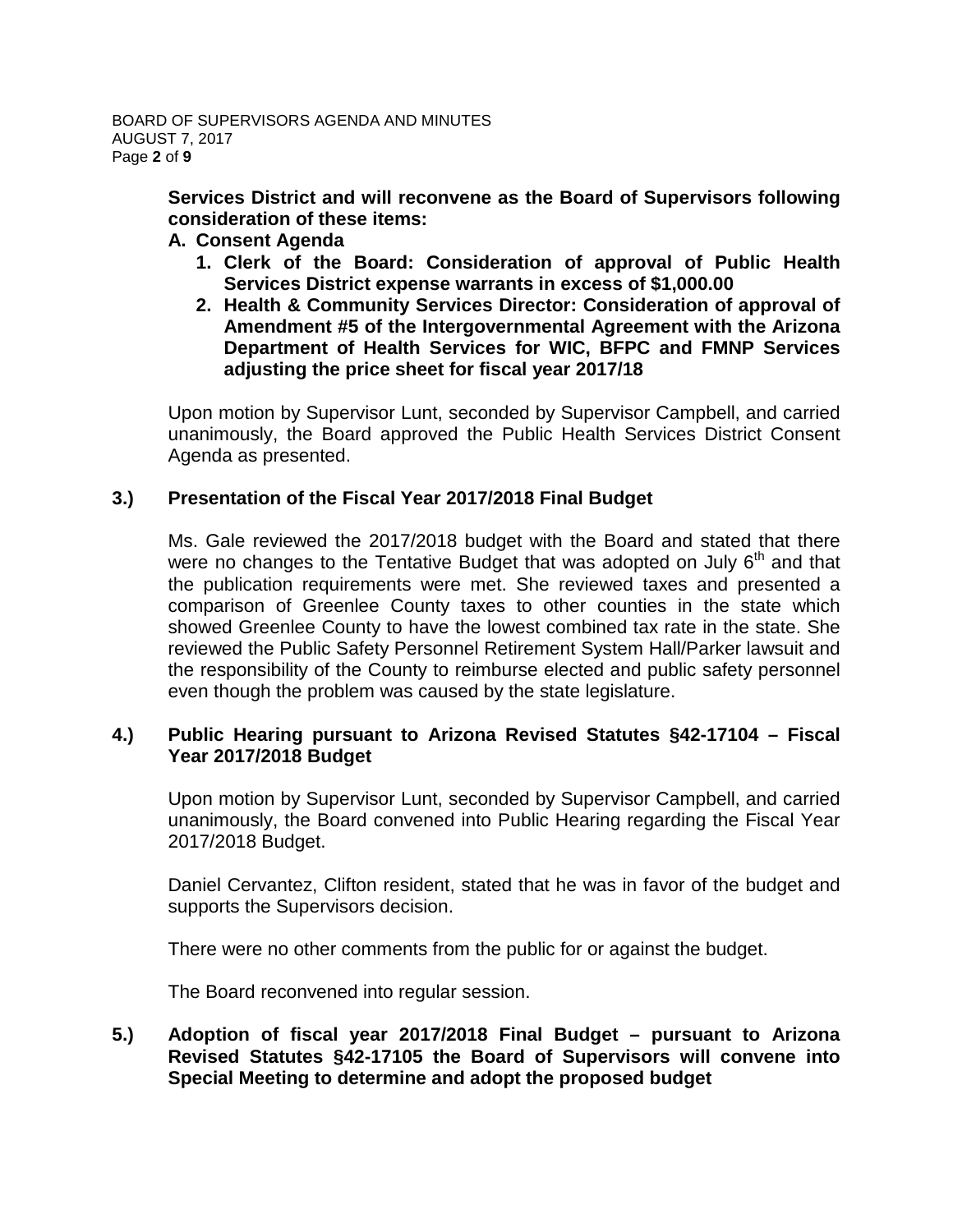**Services District and will reconvene as the Board of Supervisors following consideration of these items:**

**A. Consent Agenda**

1. **Clerk of the Board: Consideration of approval of Public Health Services District expense warrants in excess of $1,000.00**
2. **Health & Community Services Director: Consideration of approval of Amendment #5 of the Intergovernmental Agreement with the Arizona Department of Health Services for WIC, BFPC and FMNP Services adjusting the price sheet for fiscal year 2017/18**

Upon motion by Supervisor Lunt, seconded by Supervisor Campbell, and carried unanimously, the Board approved the Public Health Services District Consent Agenda as presented.

**3.) Presentation of the Fiscal Year 2017/2018 Final Budget**

Ms. Gale reviewed the 2017/2018 budget with the Board and stated that there were no changes to the Tentative Budget that was adopted on July 6th and that the publication requirements were met. She reviewed taxes and presented a comparison of Greenlee County taxes to other counties in the state which showed Greenlee County to have the lowest combined tax rate in the state. She reviewed the Public Safety Personnel Retirement System Hall/Parker lawsuit and the responsibility of the County to reimburse elected and public safety personnel even though the problem was caused by the state legislature.

**4.) Public Hearing pursuant to Arizona Revised Statutes §42-17104 – Fiscal Year 2017/2018 Budget**

Upon motion by Supervisor Lunt, seconded by Supervisor Campbell, and carried unanimously, the Board convened into Public Hearing regarding the Fiscal Year 2017/2018 Budget.

Daniel Cervantez, Clifton resident, stated that he was in favor of the budget and supports the Supervisors decision.

There were no other comments from the public for or against the budget.

The Board reconvened into regular session.

**5.) Adoption of fiscal year 2017/2018 Final Budget – pursuant to Arizona Revised Statutes §42-17105 the Board of Supervisors will convene into Special Meeting to determine and adopt the proposed budget**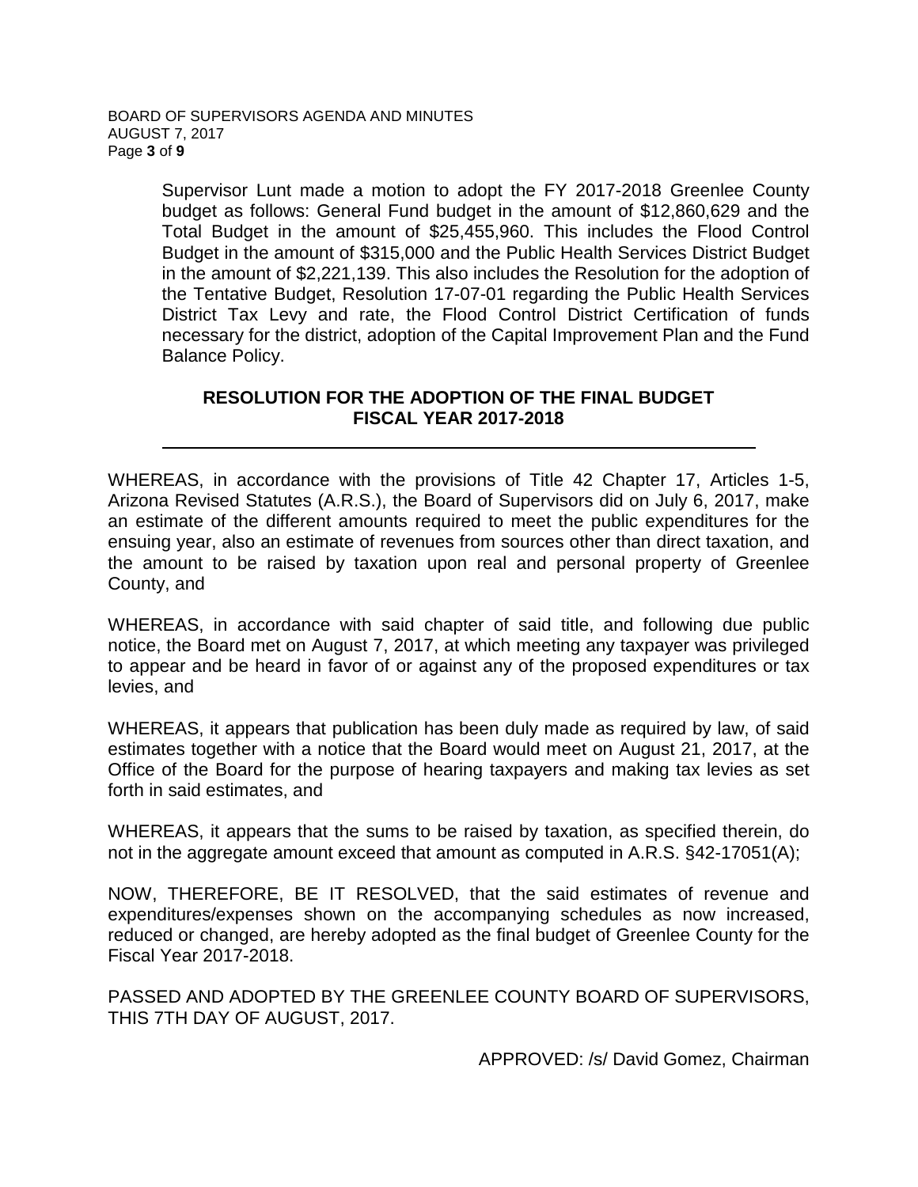Supervisor Lunt made a motion to adopt the FY 2017-2018 Greenlee County budget as follows: General Fund budget in the amount of $12,860,629 and the Total Budget in the amount of $25,455,960. This includes the Flood Control Budget in the amount of $315,000 and the Public Health Services District Budget in the amount of $2,221,139. This also includes the Resolution for the adoption of the Tentative Budget, Resolution 17-07-01 regarding the Public Health Services District Tax Levy and rate, the Flood Control District Certification of funds necessary for the district, adoption of the Capital Improvement Plan and the Fund Balance Policy.

**RESOLUTION FOR THE ADOPTION OF THE FINAL BUDGET**
**FISCAL YEAR 2017-2018**

---

WHEREAS, in accordance with the provisions of Title 42 Chapter 17, Articles 1-5, Arizona Revised Statutes (A.R.S.), the Board of Supervisors did on July 6, 2017, make an estimate of the different amounts required to meet the public expenditures for the ensuing year, also an estimate of revenues from sources other than direct taxation, and the amount to be raised by taxation upon real and personal property of Greenlee County, and

WHEREAS, in accordance with said chapter of said title, and following due public notice, the Board met on August 7, 2017, at which meeting any taxpayer was privileged to appear and be heard in favor of or against any of the proposed expenditures or tax levies, and

WHEREAS, it appears that publication has been duly made as required by law, of said estimates together with a notice that the Board would meet on August 21, 2017, at the Office of the Board for the purpose of hearing taxpayers and making tax levies as set forth in said estimates, and

WHEREAS, it appears that the sums to be raised by taxation, as specified therein, do not in the aggregate amount exceed that amount as computed in A.R.S. §42-17051(A);

NOW, THEREFORE, BE IT RESOLVED, that the said estimates of revenue and expenditures/expenses shown on the accompanying schedules as now increased, reduced or changed, are hereby adopted as the final budget of Greenlee County for the Fiscal Year 2017-2018.

PASSED AND ADOPTED BY THE GREENLEE COUNTY BOARD OF SUPERVISORS, THIS 7TH DAY OF AUGUST, 2017.

APPROVED: /s/ David Gomez, Chairman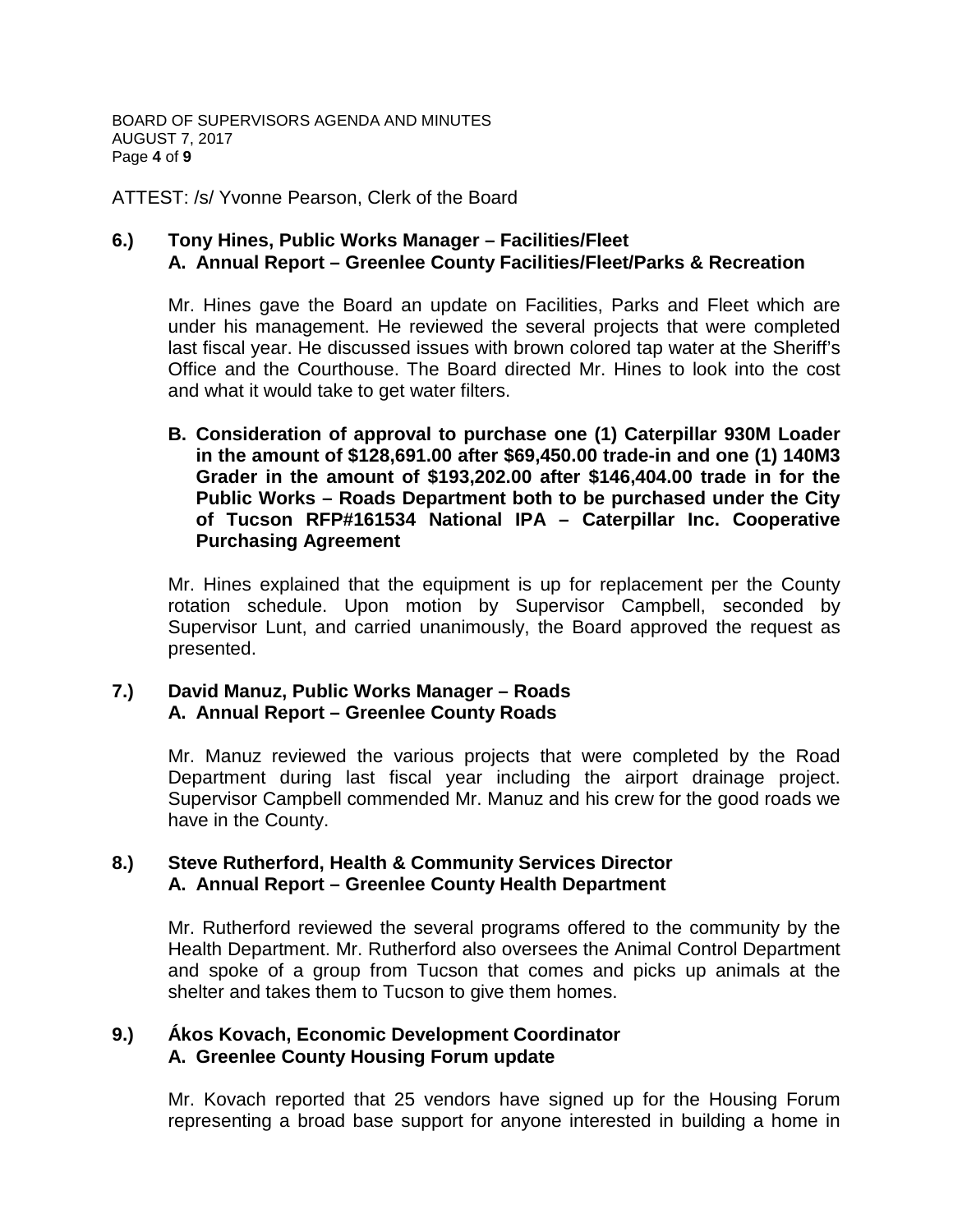ATTEST: /s/ Yvonne Pearson, Clerk of the Board

**6.) Tony Hines, Public Works Manager – Facilities/Fleet**
**A. Annual Report – Greenlee County Facilities/Fleet/Parks & Recreation**

Mr. Hines gave the Board an update on Facilities, Parks and Fleet which are under his management. He reviewed the several projects that were completed last fiscal year. He discussed issues with brown colored tap water at the Sheriff's Office and the Courthouse. The Board directed Mr. Hines to look into the cost and what it would take to get water filters.

**B. Consideration of approval to purchase one (1) Caterpillar 930M Loader in the amount of $128,691.00 after $69,450.00 trade-in and one (1) 140M3 Grader in the amount of $193,202.00 after $146,404.00 trade in for the Public Works – Roads Department both to be purchased under the City of Tucson RFP#161534 National IPA – Caterpillar Inc. Cooperative Purchasing Agreement**

Mr. Hines explained that the equipment is up for replacement per the County rotation schedule. Upon motion by Supervisor Campbell, seconded by Supervisor Lunt, and carried unanimously, the Board approved the request as presented.

**7.) David Manuz, Public Works Manager – Roads**
**A. Annual Report – Greenlee County Roads**

Mr. Manuz reviewed the various projects that were completed by the Road Department during last fiscal year including the airport drainage project. Supervisor Campbell commended Mr. Manuz and his crew for the good roads we have in the County.

**8.) Steve Rutherford, Health & Community Services Director**
**A. Annual Report – Greenlee County Health Department**

Mr. Rutherford reviewed the several programs offered to the community by the Health Department. Mr. Rutherford also oversees the Animal Control Department and spoke of a group from Tucson that comes and picks up animals at the shelter and takes them to Tucson to give them homes.

**9.) Ákos Kovach, Economic Development Coordinator**
**A. Greenlee County Housing Forum update**

Mr. Kovach reported that 25 vendors have signed up for the Housing Forum representing a broad base support for anyone interested in building a home in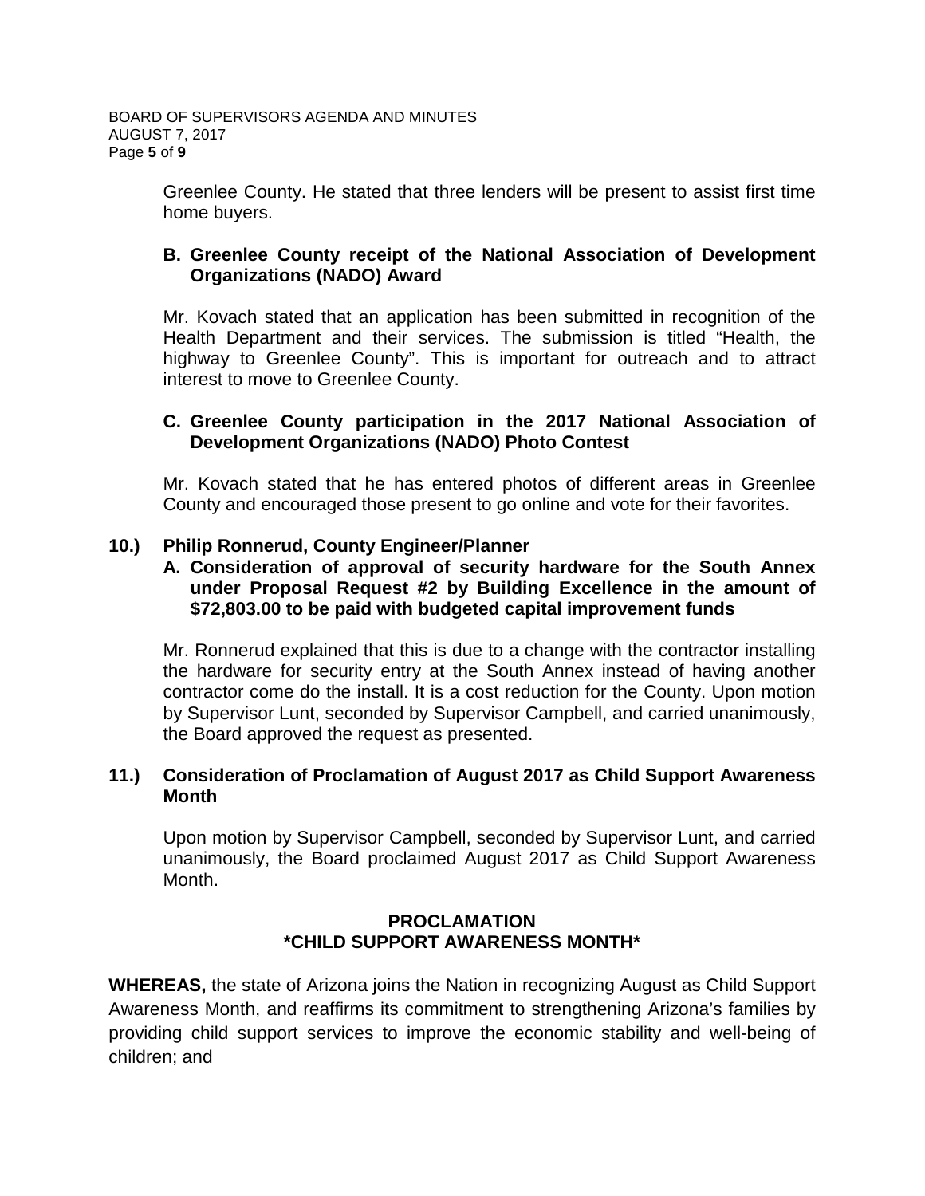Greenlee County. He stated that three lenders will be present to assist first time home buyers.

**B. Greenlee County receipt of the National Association of Development Organizations (NADO) Award**

Mr. Kovach stated that an application has been submitted in recognition of the Health Department and their services. The submission is titled "Health, the highway to Greenlee County". This is important for outreach and to attract interest to move to Greenlee County.

**C. Greenlee County participation in the 2017 National Association of Development Organizations (NADO) Photo Contest**

Mr. Kovach stated that he has entered photos of different areas in Greenlee County and encouraged those present to go online and vote for their favorites.

**10.) Philip Ronnerud, County Engineer/Planner**

**A. Consideration of approval of security hardware for the South Annex under Proposal Request #2 by Building Excellence in the amount of $72,803.00 to be paid with budgeted capital improvement funds**

Mr. Ronnerud explained that this is due to a change with the contractor installing the hardware for security entry at the South Annex instead of having another contractor come do the install. It is a cost reduction for the County. Upon motion by Supervisor Lunt, seconded by Supervisor Campbell, and carried unanimously, the Board approved the request as presented.

**11.) Consideration of Proclamation of August 2017 as Child Support Awareness Month**

Upon motion by Supervisor Campbell, seconded by Supervisor Lunt, and carried unanimously, the Board proclaimed August 2017 as Child Support Awareness Month.

**PROCLAMATION**
***CHILD SUPPORT AWARENESS MONTH***

**WHEREAS,** the state of Arizona joins the Nation in recognizing August as Child Support Awareness Month, and reaffirms its commitment to strengthening Arizona's families by providing child support services to improve the economic stability and well-being of children; and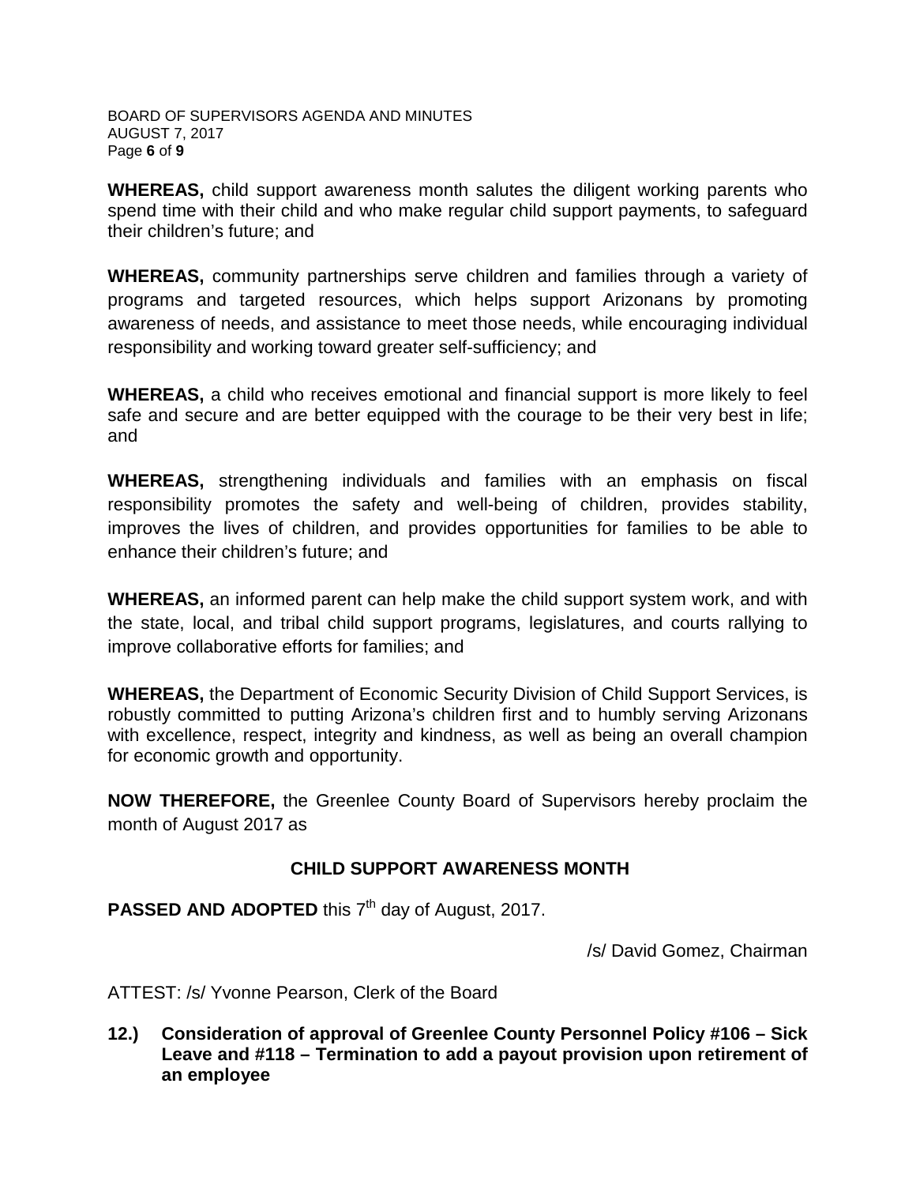**WHEREAS,** child support awareness month salutes the diligent working parents who spend time with their child and who make regular child support payments, to safeguard their children's future; and

**WHEREAS,** community partnerships serve children and families through a variety of programs and targeted resources, which helps support Arizonans by promoting awareness of needs, and assistance to meet those needs, while encouraging individual responsibility and working toward greater self-sufficiency; and

**WHEREAS,** a child who receives emotional and financial support is more likely to feel safe and secure and are better equipped with the courage to be their very best in life; and

**WHEREAS,** strengthening individuals and families with an emphasis on fiscal responsibility promotes the safety and well-being of children, provides stability, improves the lives of children, and provides opportunities for families to be able to enhance their children's future; and

**WHEREAS,** an informed parent can help make the child support system work, and with the state, local, and tribal child support programs, legislatures, and courts rallying to improve collaborative efforts for families; and

**WHEREAS,** the Department of Economic Security Division of Child Support Services, is robustly committed to putting Arizona's children first and to humbly serving Arizonans with excellence, respect, integrity and kindness, as well as being an overall champion for economic growth and opportunity.

**NOW THEREFORE,** the Greenlee County Board of Supervisors hereby proclaim the month of August 2017 as

**CHILD SUPPORT AWARENESS MONTH**

**PASSED AND ADOPTED** this 7th day of August, 2017.

/s/ David Gomez, Chairman

ATTEST: /s/ Yvonne Pearson, Clerk of the Board

**12.) Consideration of approval of Greenlee County Personnel Policy #106 – Sick Leave and #118 – Termination to add a payout provision upon retirement of an employee**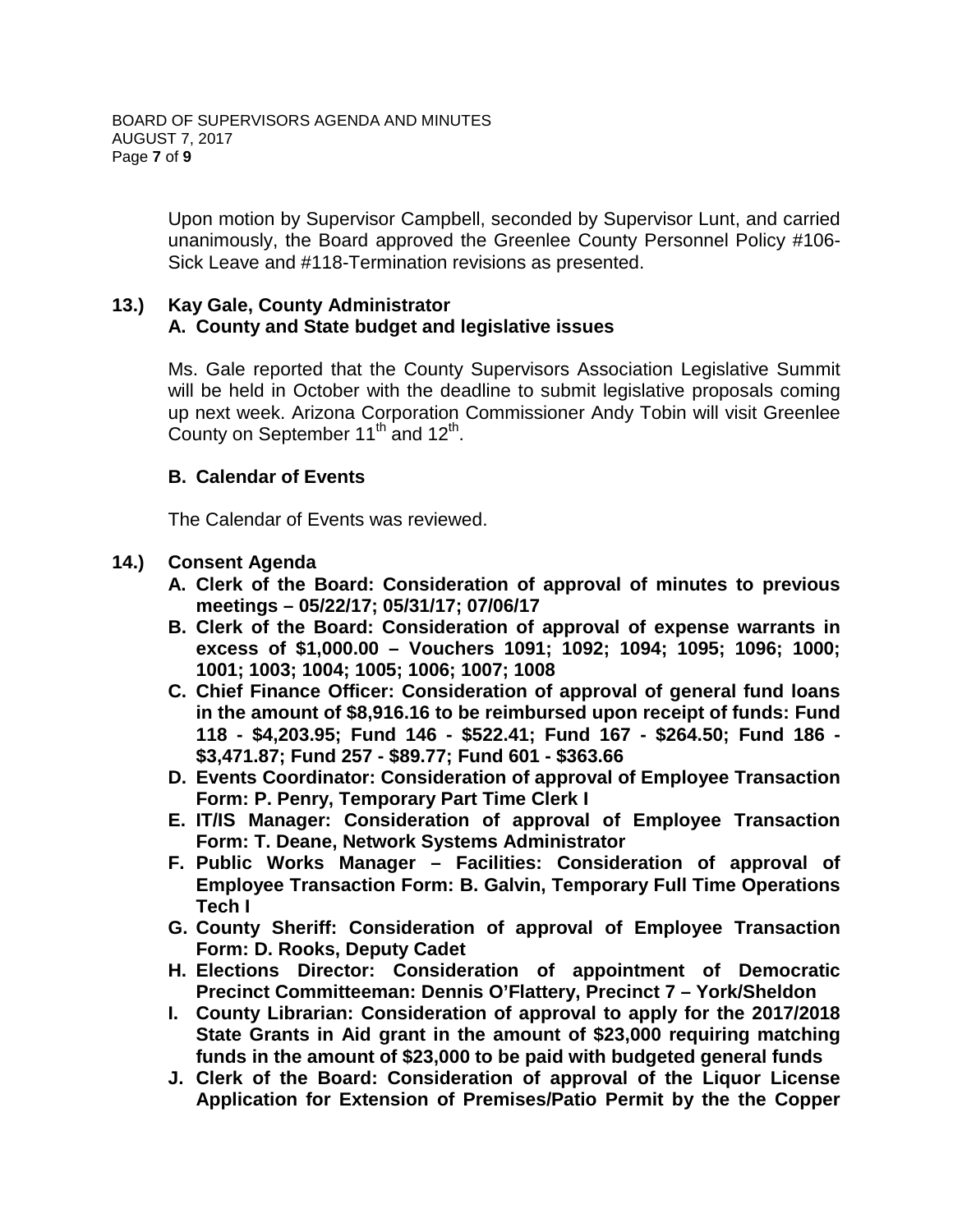Upon motion by Supervisor Campbell, seconded by Supervisor Lunt, and carried unanimously, the Board approved the Greenlee County Personnel Policy #106-Sick Leave and #118-Termination revisions as presented.

**13.) Kay Gale, County Administrator**

**A. County and State budget and legislative issues**

Ms. Gale reported that the County Supervisors Association Legislative Summit will be held in October with the deadline to submit legislative proposals coming up next week. Arizona Corporation Commissioner Andy Tobin will visit Greenlee County on September 11th and 12th.

**B. Calendar of Events**

The Calendar of Events was reviewed.

**14.) Consent Agenda**

**A. Clerk of the Board: Consideration of approval of minutes to previous meetings – 05/22/17; 05/31/17; 07/06/17**

**B. Clerk of the Board: Consideration of approval of expense warrants in excess of $1,000.00 – Vouchers 1091; 1092; 1094; 1095; 1096; 1000; 1001; 1003; 1004; 1005; 1006; 1007; 1008**

**C. Chief Finance Officer: Consideration of approval of general fund loans in the amount of $8,916.16 to be reimbursed upon receipt of funds: Fund 118 - $4,203.95; Fund 146 - $522.41; Fund 167 - $264.50; Fund 186 - $3,471.87; Fund 257 - $89.77; Fund 601 - $363.66**

**D. Events Coordinator: Consideration of approval of Employee Transaction Form: P. Penry, Temporary Part Time Clerk I**

**E. IT/IS Manager: Consideration of approval of Employee Transaction Form: T. Deane, Network Systems Administrator**

**F. Public Works Manager – Facilities: Consideration of approval of Employee Transaction Form: B. Galvin, Temporary Full Time Operations Tech I**

**G. County Sheriff: Consideration of approval of Employee Transaction Form: D. Rooks, Deputy Cadet**

**H. Elections Director: Consideration of appointment of Democratic Precinct Committeeman: Dennis O'Flattery, Precinct 7 – York/Sheldon**

**I. County Librarian: Consideration of approval to apply for the 2017/2018 State Grants in Aid grant in the amount of $23,000 requiring matching funds in the amount of $23,000 to be paid with budgeted general funds**

**J. Clerk of the Board: Consideration of approval of the Liquor License Application for Extension of Premises/Patio Permit by the the Copper**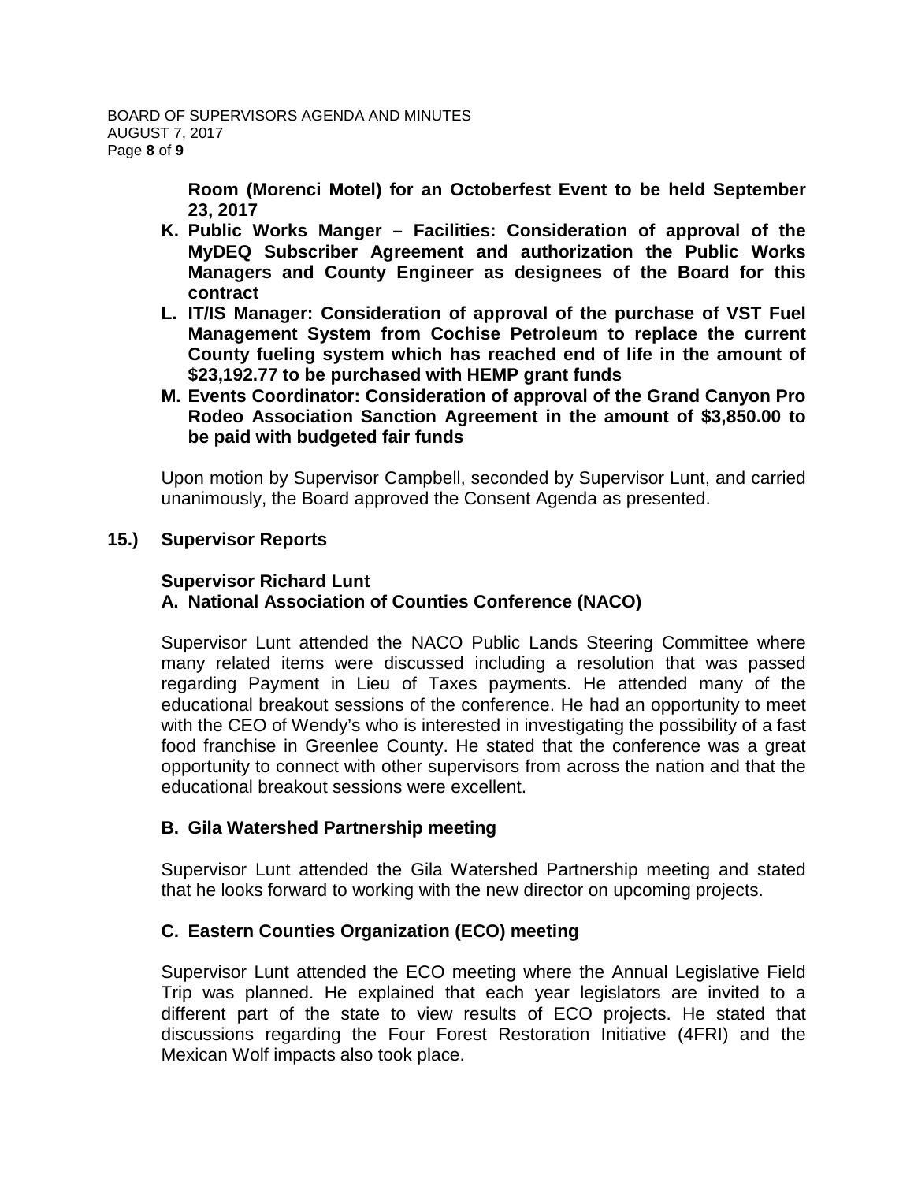**Room (Morenci Motel) for an Octoberfest Event to be held September 23, 2017**

**K. Public Works Manger – Facilities: Consideration of approval of the MyDEQ Subscriber Agreement and authorization the Public Works Managers and County Engineer as designees of the Board for this contract**

**L. IT/IS Manager: Consideration of approval of the purchase of VST Fuel Management System from Cochise Petroleum to replace the current County fueling system which has reached end of life in the amount of $23,192.77 to be purchased with HEMP grant funds**

**M. Events Coordinator: Consideration of approval of the Grand Canyon Pro Rodeo Association Sanction Agreement in the amount of $3,850.00 to be paid with budgeted fair funds**

Upon motion by Supervisor Campbell, seconded by Supervisor Lunt, and carried unanimously, the Board approved the Consent Agenda as presented.

**15.) Supervisor Reports**

**Supervisor Richard Lunt**

**A. National Association of Counties Conference (NACO)**

Supervisor Lunt attended the NACO Public Lands Steering Committee where many related items were discussed including a resolution that was passed regarding Payment in Lieu of Taxes payments. He attended many of the educational breakout sessions of the conference. He had an opportunity to meet with the CEO of Wendy's who is interested in investigating the possibility of a fast food franchise in Greenlee County. He stated that the conference was a great opportunity to connect with other supervisors from across the nation and that the educational breakout sessions were excellent.

**B. Gila Watershed Partnership meeting**

Supervisor Lunt attended the Gila Watershed Partnership meeting and stated that he looks forward to working with the new director on upcoming projects.

**C. Eastern Counties Organization (ECO) meeting**

Supervisor Lunt attended the ECO meeting where the Annual Legislative Field Trip was planned. He explained that each year legislators are invited to a different part of the state to view results of ECO projects. He stated that discussions regarding the Four Forest Restoration Initiative (4FRI) and the Mexican Wolf impacts also took place.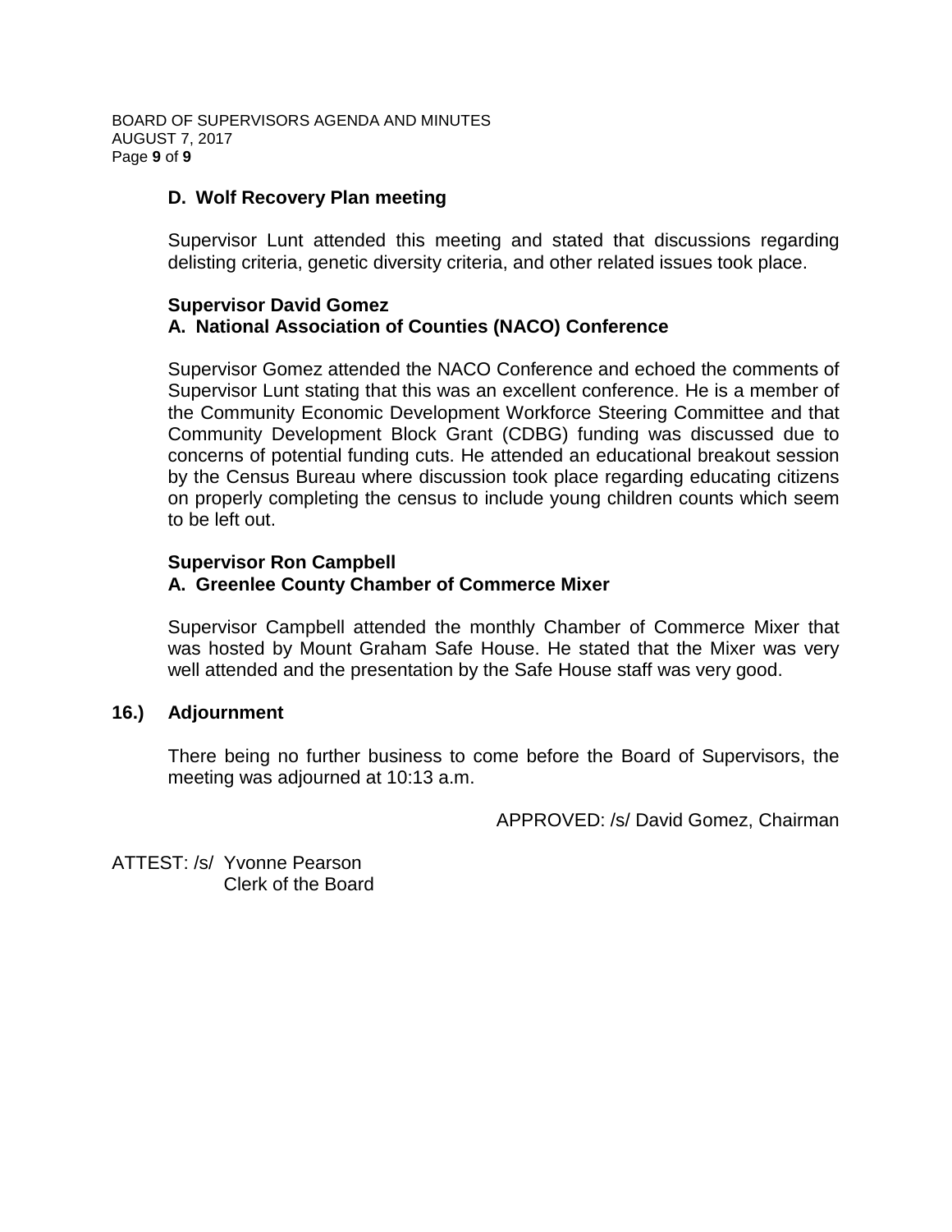**D. Wolf Recovery Plan meeting**

Supervisor Lunt attended this meeting and stated that discussions regarding delisting criteria, genetic diversity criteria, and other related issues took place.

**Supervisor David Gomez**
**A. National Association of Counties (NACO) Conference**

Supervisor Gomez attended the NACO Conference and echoed the comments of Supervisor Lunt stating that this was an excellent conference. He is a member of the Community Economic Development Workforce Steering Committee and that Community Development Block Grant (CDBG) funding was discussed due to concerns of potential funding cuts. He attended an educational breakout session by the Census Bureau where discussion took place regarding educating citizens on properly completing the census to include young children counts which seem to be left out.

**Supervisor Ron Campbell**
**A. Greenlee County Chamber of Commerce Mixer**

Supervisor Campbell attended the monthly Chamber of Commerce Mixer that was hosted by Mount Graham Safe House. He stated that the Mixer was very well attended and the presentation by the Safe House staff was very good.

**16.) Adjournment**

There being no further business to come before the Board of Supervisors, the meeting was adjourned at 10:13 a.m.

APPROVED: /s/ David Gomez, Chairman

ATTEST: /s/ Yvonne Pearson
Clerk of the Board